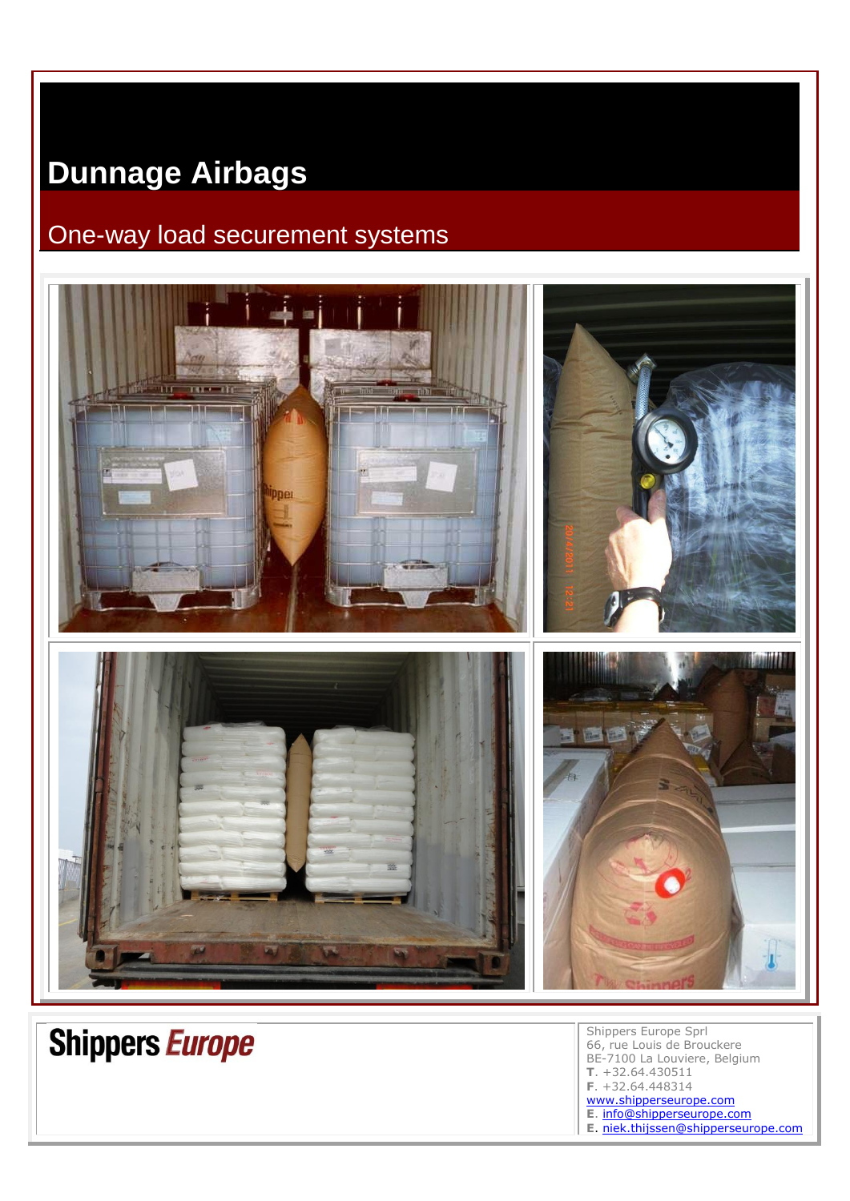# Dunnage Airbags

## One-way load securement systems

**Shippers Europe**

Shippers Europe Sprl
66, rue Louis de Brouckere
BE-7100 La Louviere, Belgium
**T**. +32.64.430511
**F**. +32.64.448314
www.shipperseurope.com
**E**. info@shipperseurope.com
**E**. niek.thijssen@shipperseurope.com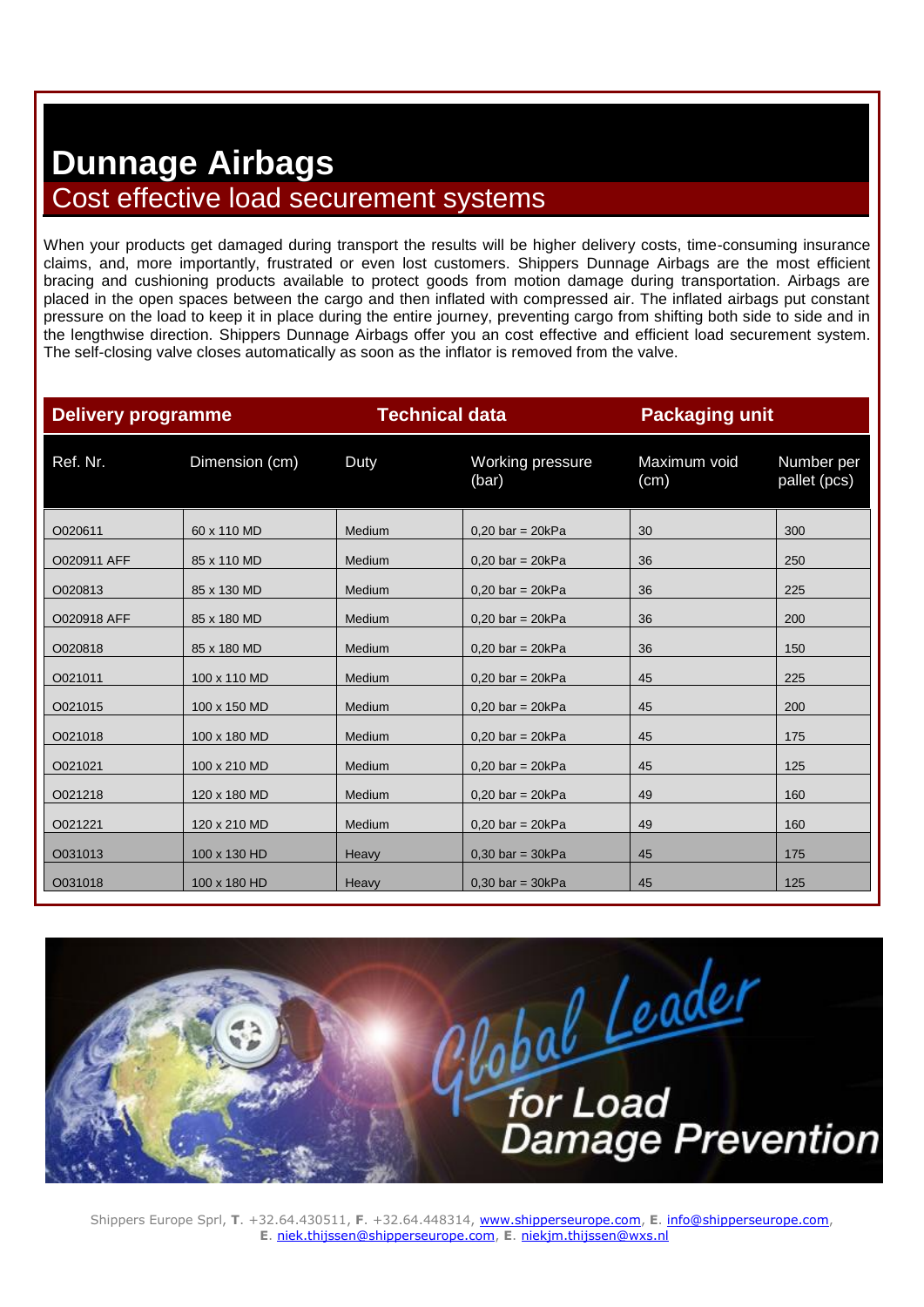# Dunnage Airbags

## Cost effective load securement systems

When your products get damaged during transport the results will be higher delivery costs, time-consuming insurance claims, and, more importantly, frustrated or even lost customers. Shippers Dunnage Airbags are the most efficient bracing and cushioning products available to protect goods from motion damage during transportation. Airbags are placed in the open spaces between the cargo and then inflated with compressed air. The inflated airbags put constant pressure on the load to keep it in place during the entire journey, preventing cargo from shifting both side to side and in the lengthwise direction. Shippers Dunnage Airbags offer you an cost effective and efficient load securement system. The self-closing valve closes automatically as soon as the inflator is removed from the valve.

| Delivery programme | | Technical data | | Packaging unit | |
|---|---|---|---|---|---|
| Ref. Nr. | Dimension (cm) | Duty | Working pressure (bar) | Maximum void (cm) | Number per pallet (pcs) |
| O020611 | 60 x 110 MD | Medium | 0,20 bar = 20kPa | 30 | 300 |
| O020911 AFF | 85 x 110 MD | Medium | 0,20 bar = 20kPa | 36 | 250 |
| O020813 | 85 x 130 MD | Medium | 0,20 bar = 20kPa | 36 | 225 |
| O020918 AFF | 85 x 180 MD | Medium | 0,20 bar = 20kPa | 36 | 200 |
| O020818 | 85 x 180 MD | Medium | 0,20 bar = 20kPa | 36 | 150 |
| O021011 | 100 x 110 MD | Medium | 0,20 bar = 20kPa | 45 | 225 |
| O021015 | 100 x 150 MD | Medium | 0,20 bar = 20kPa | 45 | 200 |
| O021018 | 100 x 180 MD | Medium | 0,20 bar = 20kPa | 45 | 175 |
| O021021 | 100 x 210 MD | Medium | 0,20 bar = 20kPa | 45 | 125 |
| O021218 | 120 x 180 MD | Medium | 0,20 bar = 20kPa | 49 | 160 |
| O021221 | 120 x 210 MD | Medium | 0,20 bar = 20kPa | 49 | 160 |
| O031013 | 100 x 130 HD | Heavy | 0,30 bar = 30kPa | 45 | 175 |
| O031018 | 100 x 180 HD | Heavy | 0,30 bar = 30kPa | 45 | 125 |

Global Leader for Load Damage Prevention

Shippers Europe Sprl, **T**. +32.64.430511, **F**. +32.64.448314, www.shipperseurope.com, **E**. info@shipperseurope.com, **E**. niek.thijssen@shipperseurope.com, **E**. niekjm.thijssen@wxs.nl